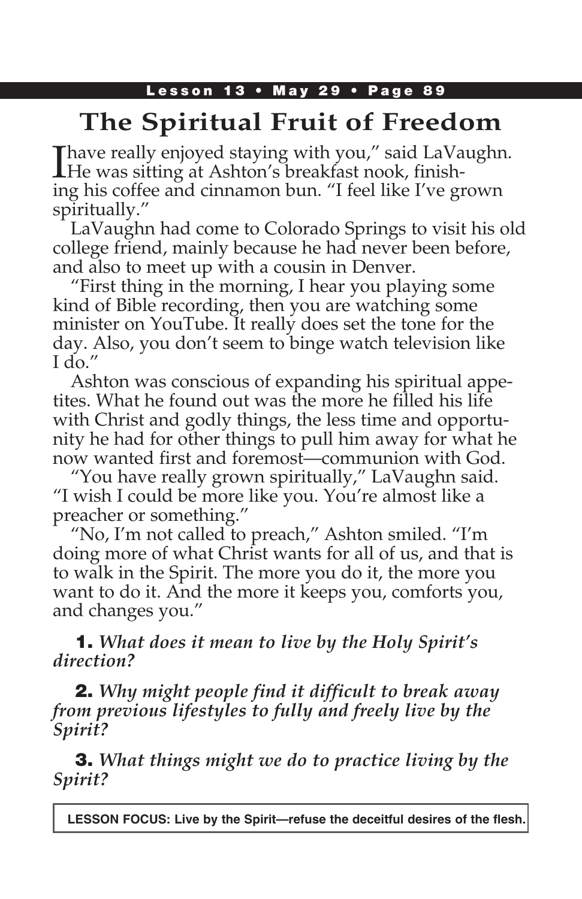# The Spiritual Fruit of Freedom

"I have really enjoyed staying with you," said LaVaughn. He was sitting at Ashton's breakfast nook, finishing his coffee and cinnamon bun. "I feel like I've grown spiritually."

LaVaughn had come to Colorado Springs to visit his old college friend, mainly because he had never been before, and also to meet up with a cousin in Denver.

"First thing in the morning, I hear you playing some kind of Bible recording, then you are watching some minister on YouTube. It really does set the tone for the day. Also, you don't seem to binge watch television like I do."

Ashton was conscious of expanding his spiritual appetites. What he found out was the more he filled his life with Christ and godly things, the less time and opportunity he had for other things to pull him away for what he now wanted first and foremost—communion with God.

"You have really grown spiritually," LaVaughn said. "I wish I could be more like you. You're almost like a preacher or something."

"No, I'm not called to preach," Ashton smiled. "I'm doing more of what Christ wants for all of us, and that is to walk in the Spirit. The more you do it, the more you want to do it. And the more it keeps you, comforts you, and changes you."

**1.** *What does it mean to live by the Holy Spirit's direction?*

**2.** *Why might people find it difficult to break away from previous lifestyles to fully and freely live by the Spirit?*

**3.** *What things might we do to practice living by the Spirit?*

**LESSON FOCUS: Live by the Spirit—refuse the deceitful desires of the flesh.**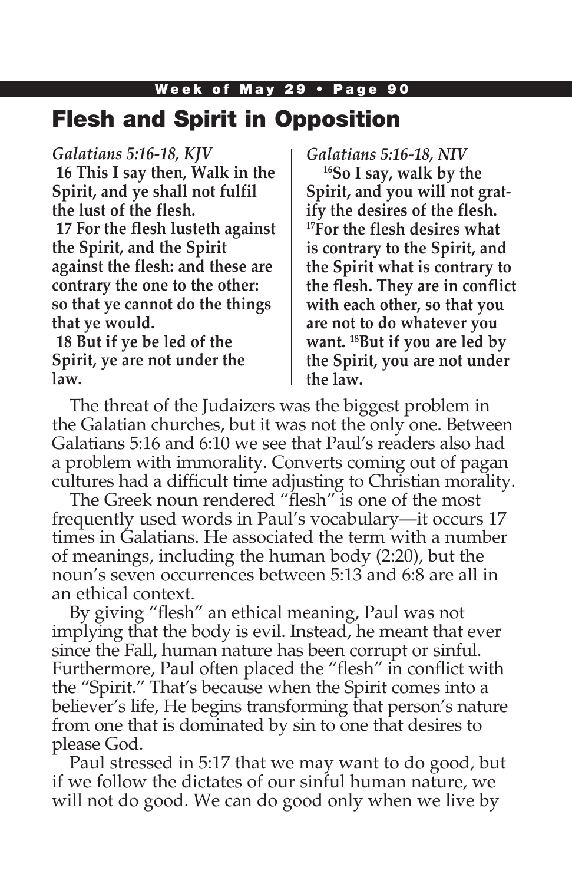## Flesh and Spirit in Opposition

*Galatians 5:16-18, KJV*

**16 This I say then, Walk in the Spirit, and ye shall not fulfil the lust of the flesh.**

**17 For the flesh lusteth against the Spirit, and the Spirit against the flesh: and these are contrary the one to the other: so that ye cannot do the things that ye would.**

**18 But if ye be led of the Spirit, ye are not under the law.**

*Galatians 5:16-18, NIV*

**16So I say, walk by the Spirit, and you will not gratify the desires of the flesh. 17For the flesh desires what is contrary to the Spirit, and the Spirit what is contrary to the flesh. They are in conflict with each other, so that you are not to do whatever you want. 18But if you are led by the Spirit, you are not under the law.**

The threat of the Judaizers was the biggest problem in the Galatian churches, but it was not the only one. Between Galatians 5:16 and 6:10 we see that Paul's readers also had a problem with immorality. Converts coming out of pagan cultures had a difficult time adjusting to Christian morality.

The Greek noun rendered "flesh" is one of the most frequently used words in Paul's vocabulary—it occurs 17 times in Galatians. He associated the term with a number of meanings, including the human body (2:20), but the noun's seven occurrences between 5:13 and 6:8 are all in an ethical context.

By giving "flesh" an ethical meaning, Paul was not implying that the body is evil. Instead, he meant that ever since the Fall, human nature has been corrupt or sinful. Furthermore, Paul often placed the "flesh" in conflict with the "Spirit." That's because when the Spirit comes into a believer's life, He begins transforming that person's nature from one that is dominated by sin to one that desires to please God.

Paul stressed in 5:17 that we may want to do good, but if we follow the dictates of our sinful human nature, we will not do good. We can do good only when we live by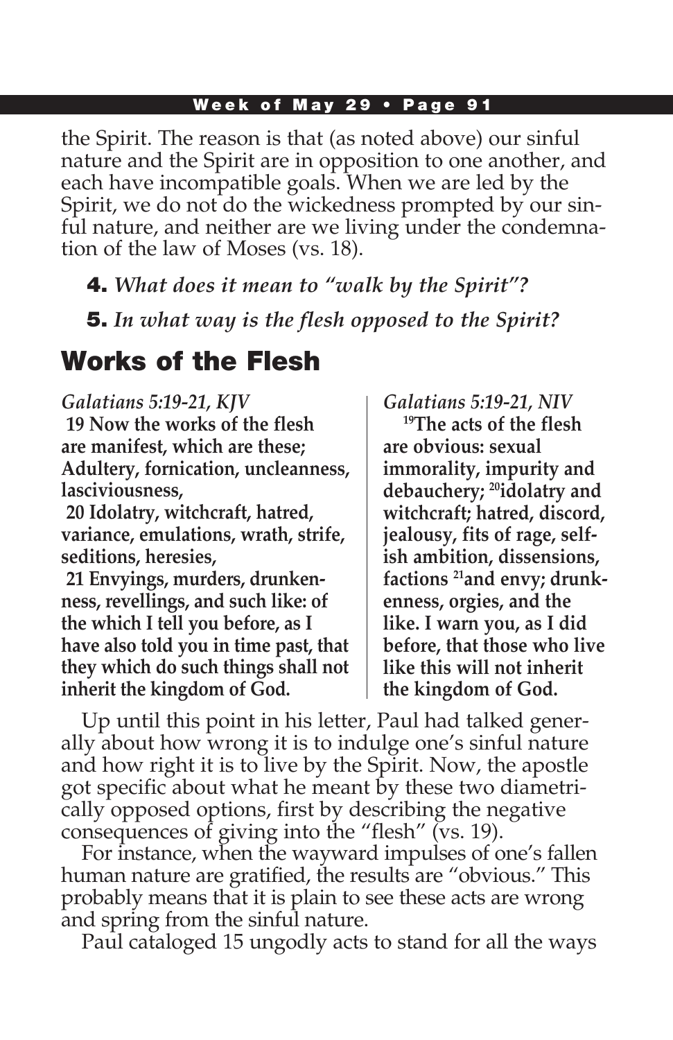the Spirit. The reason is that (as noted above) our sinful nature and the Spirit are in opposition to one another, and each have incompatible goals. When we are led by the Spirit, we do not do the wickedness prompted by our sinful nature, and neither are we living under the condemnation of the law of Moses (vs. 18).

**4.** *What does it mean to "walk by the Spirit"?*

**5.** *In what way is the flesh opposed to the Spirit?*

## Works of the Flesh

*Galatians 5:19-21, KJV*

**19 Now the works of the flesh are manifest, which are these; Adultery, fornication, uncleanness, lasciviousness,**

**20 Idolatry, witchcraft, hatred, variance, emulations, wrath, strife, seditions, heresies,**

**21 Envyings, murders, drunkenness, revellings, and such like: of the which I tell you before, as I have also told you in time past, that they which do such things shall not inherit the kingdom of God.**

*Galatians 5:19-21, NIV*

**[19]The acts of the flesh are obvious: sexual immorality, impurity and debauchery; [20]idolatry and witchcraft; hatred, discord, jealousy, fits of rage, selfish ambition, dissensions, factions [21]and envy; drunkenness, orgies, and the like. I warn you, as I did before, that those who live like this will not inherit the kingdom of God.**

Up until this point in his letter, Paul had talked generally about how wrong it is to indulge one's sinful nature and how right it is to live by the Spirit. Now, the apostle got specific about what he meant by these two diametrically opposed options, first by describing the negative consequences of giving into the "flesh" (vs. 19).

For instance, when the wayward impulses of one's fallen human nature are gratified, the results are "obvious." This probably means that it is plain to see these acts are wrong and spring from the sinful nature.

Paul cataloged 15 ungodly acts to stand for all the ways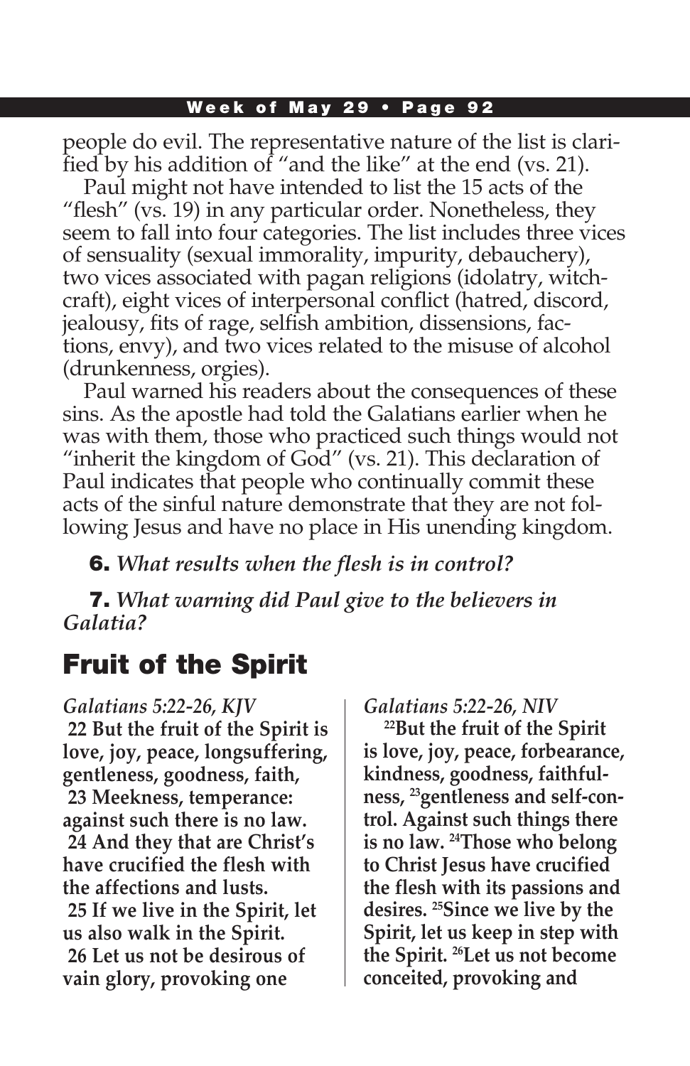people do evil. The representative nature of the list is clarified by his addition of "and the like" at the end (vs. 21).

Paul might not have intended to list the 15 acts of the "flesh" (vs. 19) in any particular order. Nonetheless, they seem to fall into four categories. The list includes three vices of sensuality (sexual immorality, impurity, debauchery), two vices associated with pagan religions (idolatry, witchcraft), eight vices of interpersonal conflict (hatred, discord, jealousy, fits of rage, selfish ambition, dissensions, factions, envy), and two vices related to the misuse of alcohol (drunkenness, orgies).

Paul warned his readers about the consequences of these sins. As the apostle had told the Galatians earlier when he was with them, those who practiced such things would not "inherit the kingdom of God" (vs. 21). This declaration of Paul indicates that people who continually commit these acts of the sinful nature demonstrate that they are not following Jesus and have no place in His unending kingdom.

**6.** *What results when the flesh is in control?*

**7.** *What warning did Paul give to the believers in Galatia?*

## Fruit of the Spirit

*Galatians 5:22-26, KJV*

**22 But the fruit of the Spirit is love, joy, peace, longsuffering, gentleness, goodness, faith,**
**23 Meekness, temperance: against such there is no law.**
**24 And they that are Christ's have crucified the flesh with the affections and lusts.**
**25 If we live in the Spirit, let us also walk in the Spirit.**
**26 Let us not be desirous of vain glory, provoking one**

*Galatians 5:22-26, NIV*

**[22]But the fruit of the Spirit is love, joy, peace, forbearance, kindness, goodness, faithfulness, [23]gentleness and self-control. Against such things there is no law. [24]Those who belong to Christ Jesus have crucified the flesh with its passions and desires. [25]Since we live by the Spirit, let us keep in step with the Spirit. [26]Let us not become conceited, provoking and**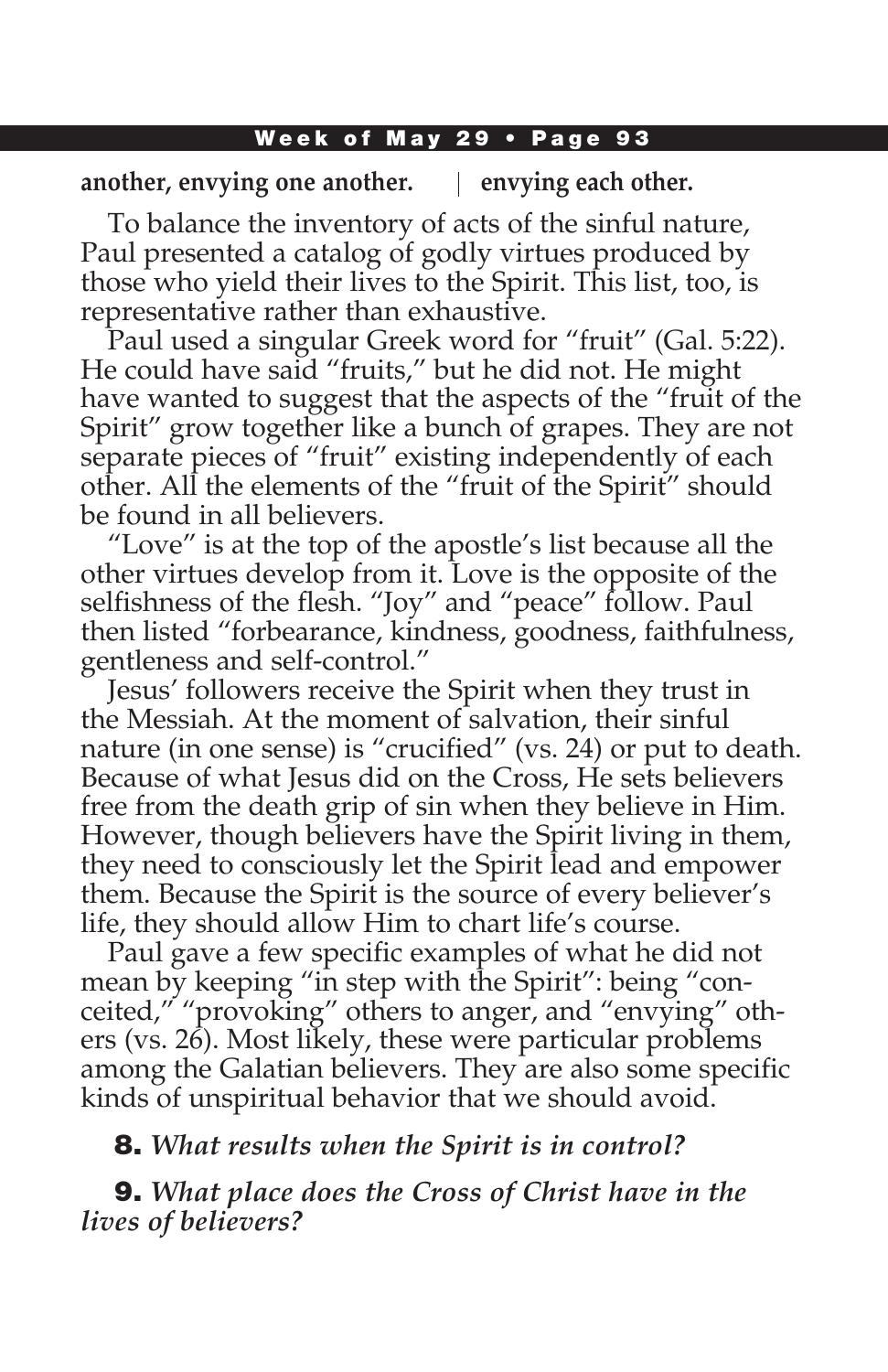**another, envying one another.** | **envying each other.**

To balance the inventory of acts of the sinful nature, Paul presented a catalog of godly virtues produced by those who yield their lives to the Spirit. This list, too, is representative rather than exhaustive.

Paul used a singular Greek word for "fruit" (Gal. 5:22). He could have said "fruits," but he did not. He might have wanted to suggest that the aspects of the "fruit of the Spirit" grow together like a bunch of grapes. They are not separate pieces of "fruit" existing independently of each other. All the elements of the "fruit of the Spirit" should be found in all believers.

"Love" is at the top of the apostle's list because all the other virtues develop from it. Love is the opposite of the selfishness of the flesh. "Joy" and "peace" follow. Paul then listed "forbearance, kindness, goodness, faithfulness, gentleness and self-control."

Jesus' followers receive the Spirit when they trust in the Messiah. At the moment of salvation, their sinful nature (in one sense) is "crucified" (vs. 24) or put to death. Because of what Jesus did on the Cross, He sets believers free from the death grip of sin when they believe in Him. However, though believers have the Spirit living in them, they need to consciously let the Spirit lead and empower them. Because the Spirit is the source of every believer's life, they should allow Him to chart life's course.

Paul gave a few specific examples of what he did not mean by keeping "in step with the Spirit": being "conceited," "provoking" others to anger, and "envying" others (vs. 26). Most likely, these were particular problems among the Galatian believers. They are also some specific kinds of unspiritual behavior that we should avoid.

**8.** ***What results when the Spirit is in control?***

**9.** ***What place does the Cross of Christ have in the lives of believers?***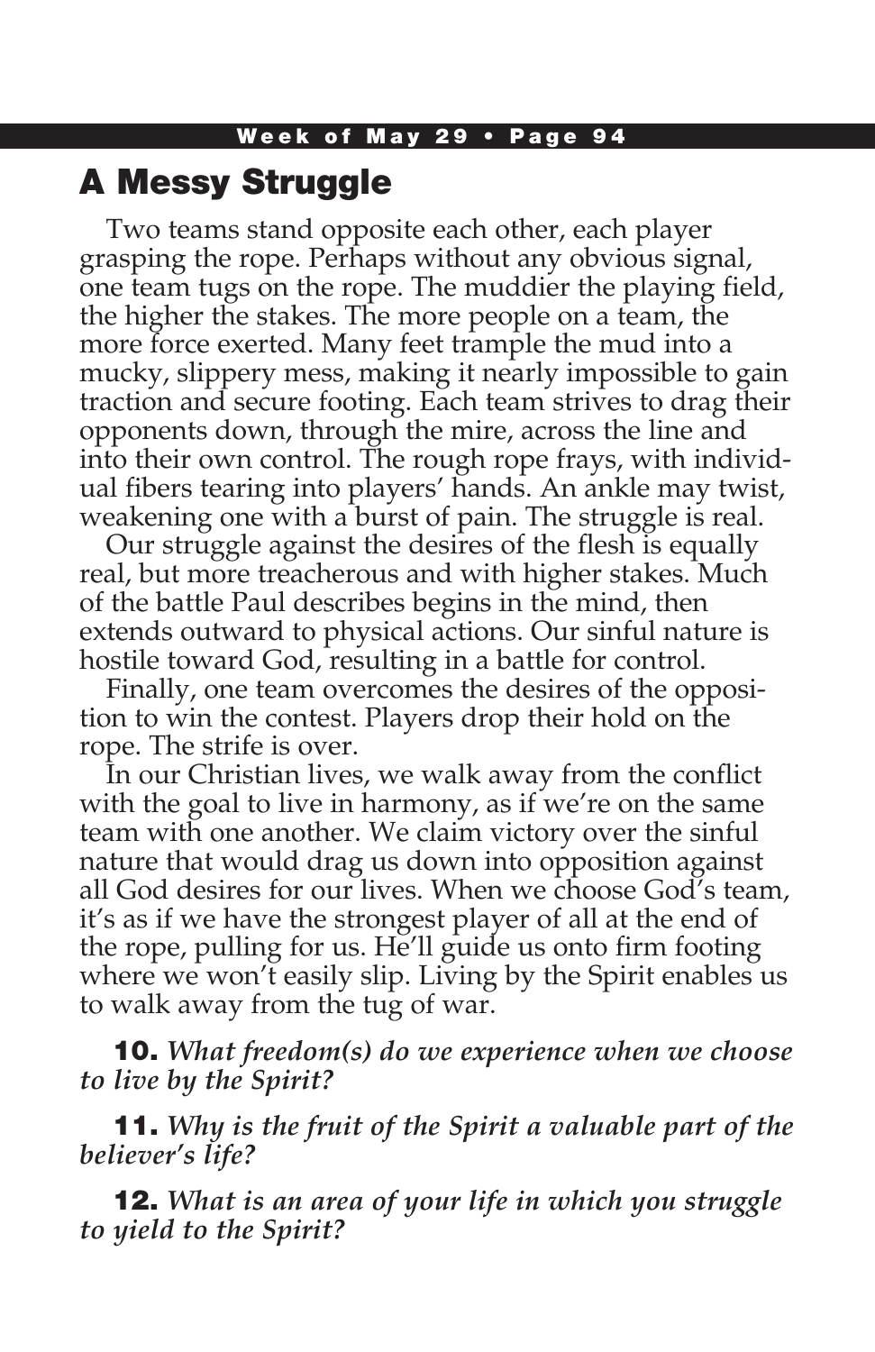# A Messy Struggle

Two teams stand opposite each other, each player grasping the rope. Perhaps without any obvious signal, one team tugs on the rope. The muddier the playing field, the higher the stakes. The more people on a team, the more force exerted. Many feet trample the mud into a mucky, slippery mess, making it nearly impossible to gain traction and secure footing. Each team strives to drag their opponents down, through the mire, across the line and into their own control. The rough rope frays, with individual fibers tearing into players' hands. An ankle may twist, weakening one with a burst of pain. The struggle is real.

Our struggle against the desires of the flesh is equally real, but more treacherous and with higher stakes. Much of the battle Paul describes begins in the mind, then extends outward to physical actions. Our sinful nature is hostile toward God, resulting in a battle for control.

Finally, one team overcomes the desires of the opposition to win the contest. Players drop their hold on the rope. The strife is over.

In our Christian lives, we walk away from the conflict with the goal to live in harmony, as if we're on the same team with one another. We claim victory over the sinful nature that would drag us down into opposition against all God desires for our lives. When we choose God's team, it's as if we have the strongest player of all at the end of the rope, pulling for us. He'll guide us onto firm footing where we won't easily slip. Living by the Spirit enables us to walk away from the tug of war.

**10.** *What freedom(s) do we experience when we choose to live by the Spirit?*

**11.** *Why is the fruit of the Spirit a valuable part of the believer's life?*

**12.** *What is an area of your life in which you struggle to yield to the Spirit?*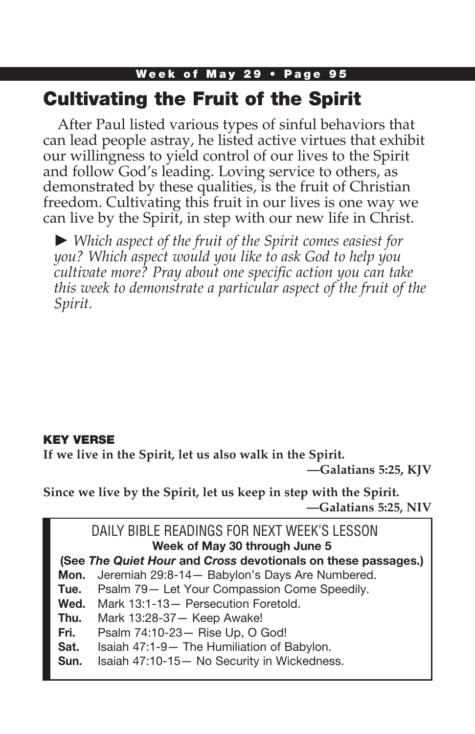# Cultivating the Fruit of the Spirit

After Paul listed various types of sinful behaviors that can lead people astray, he listed active virtues that exhibit our willingness to yield control of our lives to the Spirit and follow God's leading. Loving service to others, as demonstrated by these qualities, is the fruit of Christian freedom. Cultivating this fruit in our lives is one way we can live by the Spirit, in step with our new life in Christ.

► *Which aspect of the fruit of the Spirit comes easiest for you? Which aspect would you like to ask God to help you cultivate more? Pray about one specific action you can take this week to demonstrate a particular aspect of the fruit of the Spirit.*

### KEY VERSE

**If we live in the Spirit, let us also walk in the Spirit.**
**—Galatians 5:25, KJV**

**Since we live by the Spirit, let us keep in step with the Spirit.**
**—Galatians 5:25, NIV**

### DAILY BIBLE READINGS FOR NEXT WEEK'S LESSON

**Week of May 30 through June 5**

**(See *The Quiet Hour* and *Cross* devotionals on these passages.)**

**Mon.** Jeremiah 29:8-14— Babylon's Days Are Numbered.
**Tue.** Psalm 79— Let Your Compassion Come Speedily.
**Wed.** Mark 13:1-13— Persecution Foretold.
**Thu.** Mark 13:28-37— Keep Awake!
**Fri.** Psalm 74:10-23— Rise Up, O God!
**Sat.** Isaiah 47:1-9— The Humiliation of Babylon.
**Sun.** Isaiah 47:10-15— No Security in Wickedness.